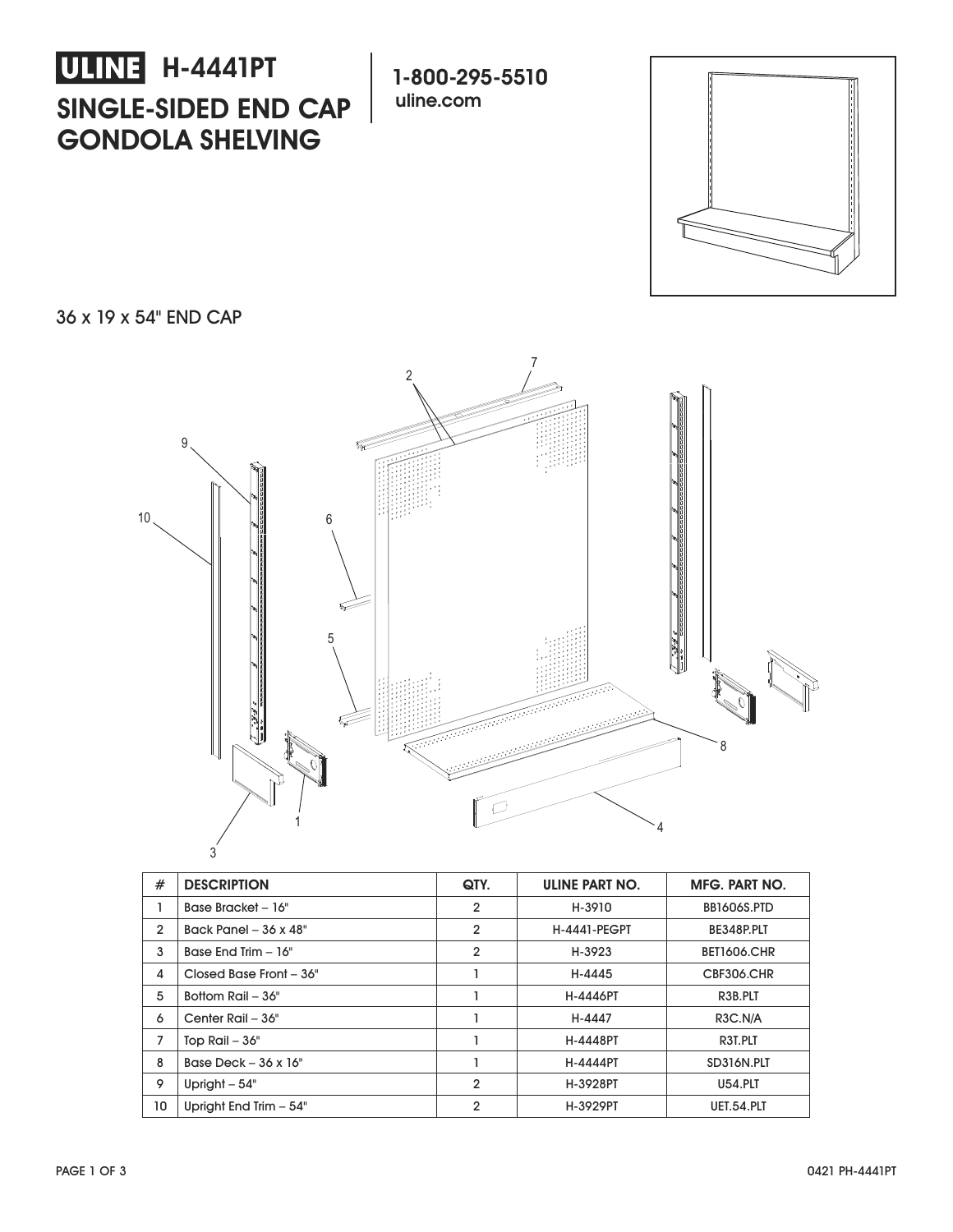# ULINE H-4441PT

# SINGLE-SIDED END CAP GONDOLA SHELVING

1-800-295-5510
uline.com

36 x 19 x 54" END CAP

| # | DESCRIPTION | QTY. | ULINE PART NO. | MFG. PART NO. |
|---|---|---|---|---|
| 1 | Base Bracket – 16" | 2 | H-3910 | BB1606S.PTD |
| 2 | Back Panel – 36 x 48" | 2 | H-4441-PEGPT | BE348P.PLT |
| 3 | Base End Trim – 16" | 2 | H-3923 | BET1606.CHR |
| 4 | Closed Base Front – 36" | 1 | H-4445 | CBF306.CHR |
| 5 | Bottom Rail – 36" | 1 | H-4446PT | R3B.PLT |
| 6 | Center Rail – 36" | 1 | H-4447 | R3C.N/A |
| 7 | Top Rail – 36" | 1 | H-4448PT | R3T.PLT |
| 8 | Base Deck – 36 x 16" | 1 | H-4444PT | SD316N.PLT |
| 9 | Upright – 54" | 2 | H-3928PT | U54.PLT |
| 10 | Upright End Trim – 54" | 2 | H-3929PT | UET.54.PLT |

0421 PH-4441PT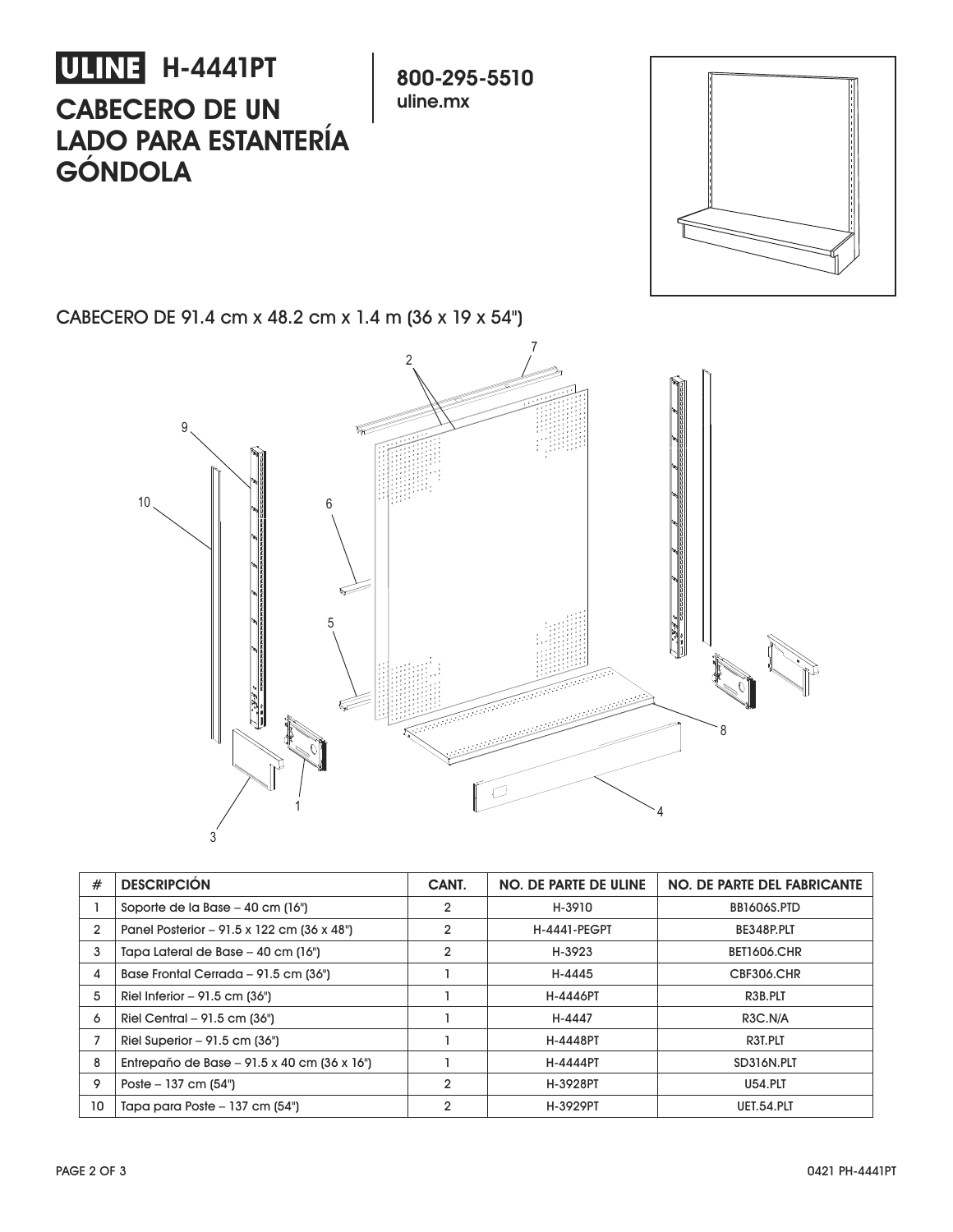# ULINE H-4441PT

# CABECERO DE UN LADO PARA ESTANTERÍA GÓNDOLA

**800-295-5510**
**uline.mx**

CABECERO DE 91.4 cm x 48.2 cm x 1.4 m (36 x 19 x 54")

| # | DESCRIPCIÓN | CANT. | NO. DE PARTE DE ULINE | NO. DE PARTE DEL FABRICANTE |
|---|---|---|---|---|
| 1 | Soporte de la Base – 40 cm (16") | 2 | H-3910 | BB1606S.PTD |
| 2 | Panel Posterior – 91.5 x 122 cm (36 x 48") | 2 | H-4441-PEGPT | BE348P.PLT |
| 3 | Tapa Lateral de Base – 40 cm (16") | 2 | H-3923 | BET1606.CHR |
| 4 | Base Frontal Cerrada – 91.5 cm (36") | 1 | H-4445 | CBF306.CHR |
| 5 | Riel Inferior – 91.5 cm (36") | 1 | H-4446PT | R3B.PLT |
| 6 | Riel Central – 91.5 cm (36") | 1 | H-4447 | R3C.N/A |
| 7 | Riel Superior – 91.5 cm (36") | 1 | H-4448PT | R3T.PLT |
| 8 | Entrepaño de Base – 91.5 x 40 cm (36 x 16") | 1 | H-4444PT | SD316N.PLT |
| 9 | Poste – 137 cm (54") | 2 | H-3928PT | U54.PLT |
| 10 | Tapa para Poste – 137 cm (54") | 2 | H-3929PT | UET.54.PLT |

0421 PH-4441PT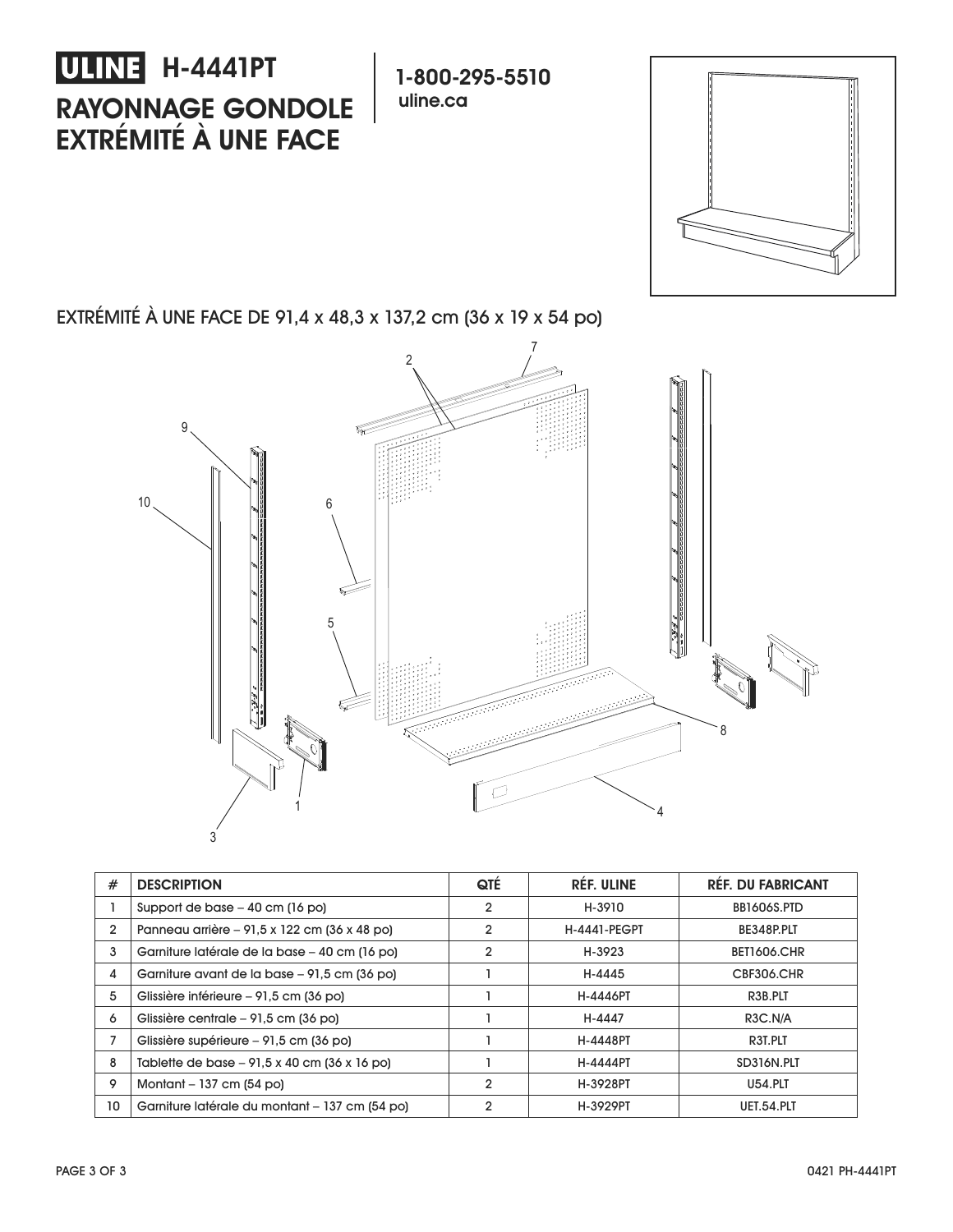# ULINE H-4441PT

# RAYONNAGE GONDOLE EXTRÉMITÉ À UNE FACE

**1-800-295-5510**
**uline.ca**

EXTRÉMITÉ À UNE FACE DE 91,4 x 48,3 x 137,2 cm (36 x 19 x 54 po)

| # | DESCRIPTION | QTÉ | RÉF. ULINE | RÉF. DU FABRICANT |
|---|---|---|---|---|
| 1 | Support de base – 40 cm (16 po) | 2 | H-3910 | BB1606S.PTD |
| 2 | Panneau arrière – 91,5 x 122 cm (36 x 48 po) | 2 | H-4441-PEGPT | BE348P.PLT |
| 3 | Garniture latérale de la base – 40 cm (16 po) | 2 | H-3923 | BET1606.CHR |
| 4 | Garniture avant de la base – 91,5 cm (36 po) | 1 | H-4445 | CBF306.CHR |
| 5 | Glissière inférieure – 91,5 cm (36 po) | 1 | H-4446PT | R3B.PLT |
| 6 | Glissière centrale – 91,5 cm (36 po) | 1 | H-4447 | R3C.N/A |
| 7 | Glissière supérieure – 91,5 cm (36 po) | 1 | H-4448PT | R3T.PLT |
| 8 | Tablette de base – 91,5 x 40 cm (36 x 16 po) | 1 | H-4444PT | SD316N.PLT |
| 9 | Montant – 137 cm (54 po) | 2 | H-3928PT | U54.PLT |
| 10 | Garniture latérale du montant – 137 cm (54 po) | 2 | H-3929PT | UET.54.PLT |

0421 PH-4441PT